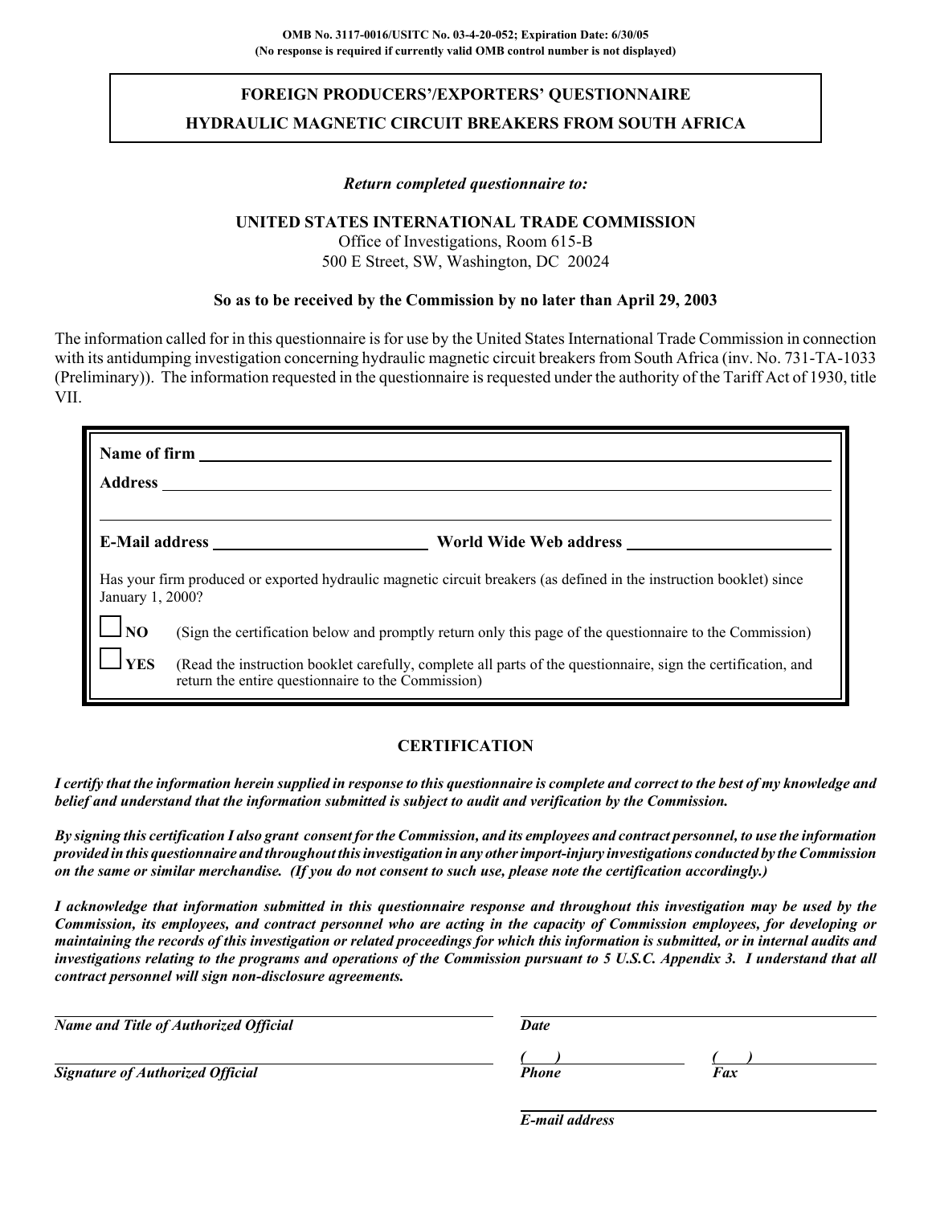**OMB No. 3117-0016/USITC No. 03-4-20-052; Expiration Date: 6/30/05**
**(No response is required if currently valid OMB control number is not displayed)**

# FOREIGN PRODUCERS'/EXPORTERS' QUESTIONNAIRE
# HYDRAULIC MAGNETIC CIRCUIT BREAKERS FROM SOUTH AFRICA

*Return completed questionnaire to:*

**UNITED STATES INTERNATIONAL TRADE COMMISSION**
Office of Investigations, Room 615-B
500 E Street, SW, Washington, DC 20024

**So as to be received by the Commission by no later than April 29, 2003**

The information called for in this questionnaire is for use by the United States International Trade Commission in connection with its antidumping investigation concerning hydraulic magnetic circuit breakers from South Africa (inv. No. 731-TA-1033 (Preliminary)). The information requested in the questionnaire is requested under the authority of the Tariff Act of 1930, title VII.

**Name of firm** ______________________________

**Address** ______________________________

______________________________

**E-Mail address** ______________________________ **World Wide Web address** ______________________________

Has your firm produced or exported hydraulic magnetic circuit breakers (as defined in the instruction booklet) since January 1, 2000?

☐ **NO** (Sign the certification below and promptly return only this page of the questionnaire to the Commission)

☐ **YES** (Read the instruction booklet carefully, complete all parts of the questionnaire, sign the certification, and return the entire questionnaire to the Commission)

## CERTIFICATION

***I certify that the information herein supplied in response to this questionnaire is complete and correct to the best of my knowledge and belief and understand that the information submitted is subject to audit and verification by the Commission.***

***By signing this certification I also grant consent for the Commission, and its employees and contract personnel, to use the information provided in this questionnaire and throughout this investigation in any other import-injury investigations conducted by the Commission on the same or similar merchandise. (If you do not consent to such use, please note the certification accordingly.)***

***I acknowledge that information submitted in this questionnaire response and throughout this investigation may be used by the Commission, its employees, and contract personnel who are acting in the capacity of Commission employees, for developing or maintaining the records of this investigation or related proceedings for which this information is submitted, or in internal audits and investigations relating to the programs and operations of the Commission pursuant to 5 U.S.C. Appendix 3. I understand that all contract personnel will sign non-disclosure agreements.***

______________________________ ______________________________
***Name and Title of Authorized Official*** ***Date***

______________________________ ( ) ______________ ( ) ______________
***Signature of Authorized Official*** ***Phone*** ***Fax***

______________________________
***E-mail address***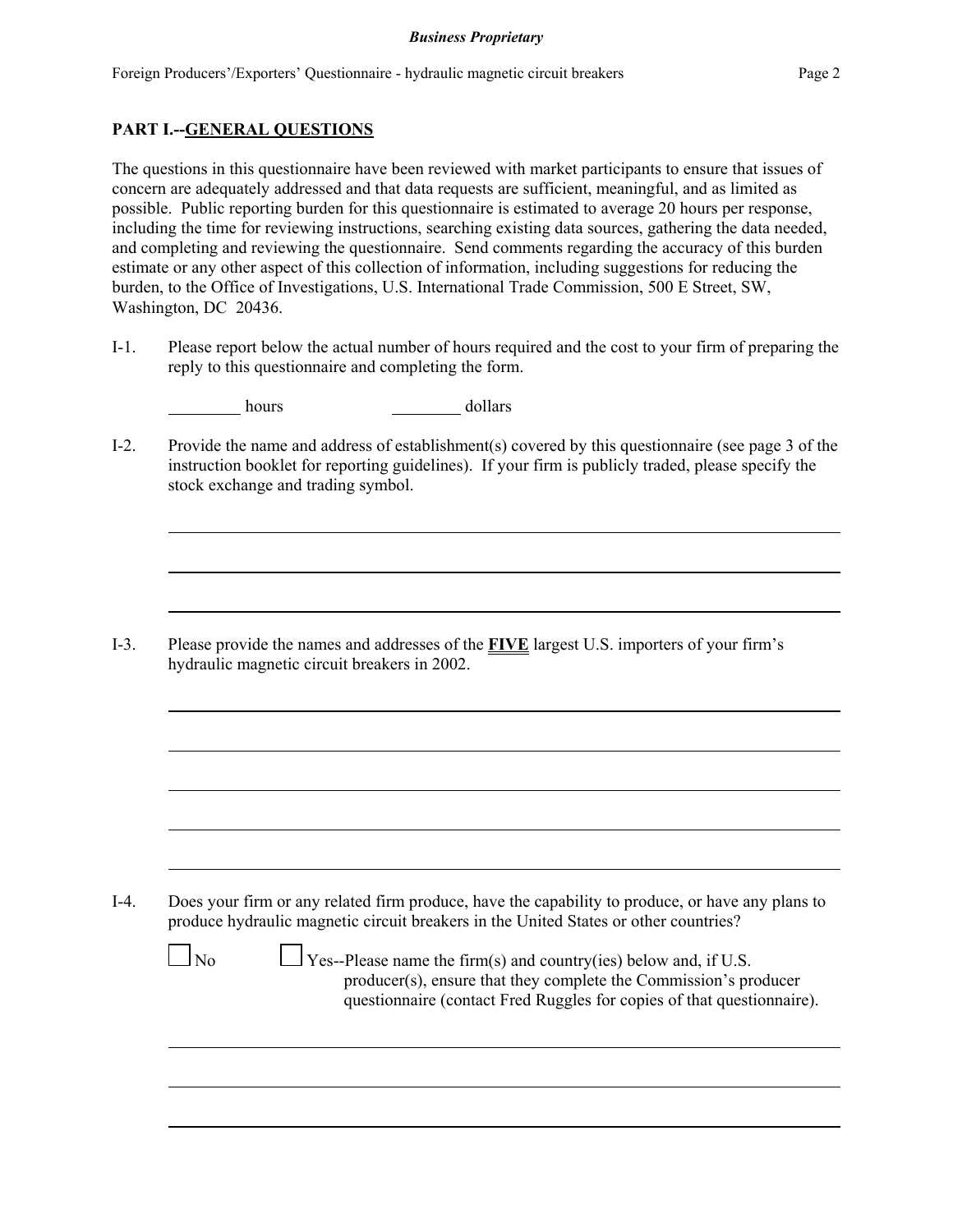## PART I.--GENERAL QUESTIONS

The questions in this questionnaire have been reviewed with market participants to ensure that issues of concern are adequately addressed and that data requests are sufficient, meaningful, and as limited as possible. Public reporting burden for this questionnaire is estimated to average 20 hours per response, including the time for reviewing instructions, searching existing data sources, gathering the data needed, and completing and reviewing the questionnaire. Send comments regarding the accuracy of this burden estimate or any other aspect of this collection of information, including suggestions for reducing the burden, to the Office of Investigations, U.S. International Trade Commission, 500 E Street, SW, Washington, DC 20436.

I-1. Please report below the actual number of hours required and the cost to your firm of preparing the reply to this questionnaire and completing the form.

_________ hours _________ dollars

I-2. Provide the name and address of establishment(s) covered by this questionnaire (see page 3 of the instruction booklet for reporting guidelines). If your firm is publicly traded, please specify the stock exchange and trading symbol.

______________________________________________________________________

______________________________________________________________________

______________________________________________________________________

I-3. Please provide the names and addresses of the **FIVE** largest U.S. importers of your firm's hydraulic magnetic circuit breakers in 2002.

______________________________________________________________________

______________________________________________________________________

______________________________________________________________________

______________________________________________________________________

______________________________________________________________________

I-4. Does your firm or any related firm produce, have the capability to produce, or have any plans to produce hydraulic magnetic circuit breakers in the United States or other countries?

☐ No ☐ Yes--Please name the firm(s) and country(ies) below and, if U.S. producer(s), ensure that they complete the Commission's producer questionnaire (contact Fred Ruggles for copies of that questionnaire).

______________________________________________________________________

______________________________________________________________________

______________________________________________________________________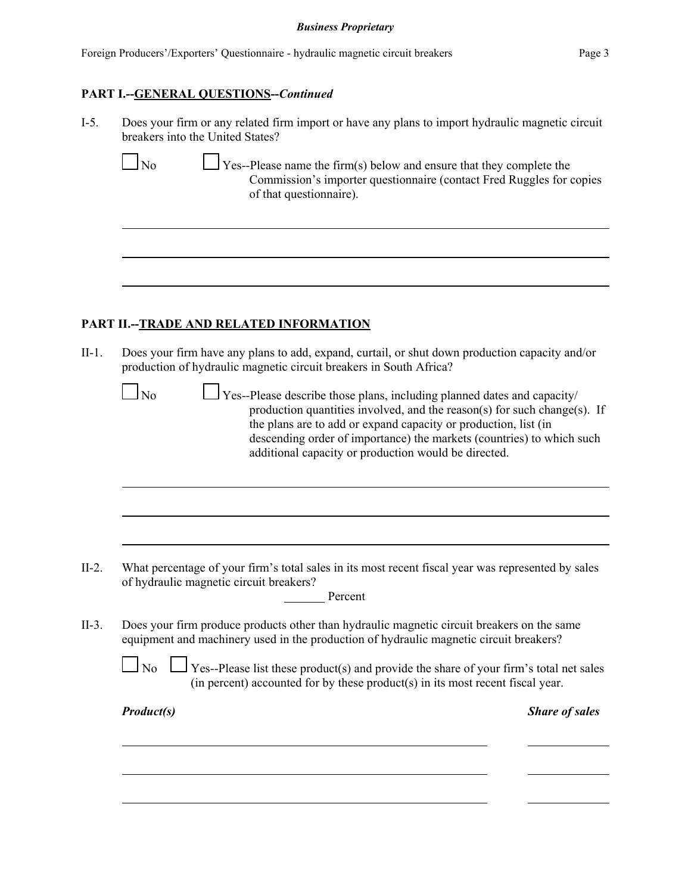**PART I.--GENERAL QUESTIONS--*Continued***

I-5. Does your firm or any related firm import or have any plans to import hydraulic magnetic circuit breakers into the United States?

☐ No ☐ Yes--Please name the firm(s) below and ensure that they complete the Commission's importer questionnaire (contact Fred Ruggles for copies of that questionnaire).

______________________________________________________________________

______________________________________________________________________

______________________________________________________________________

**PART II.--TRADE AND RELATED INFORMATION**

II-1. Does your firm have any plans to add, expand, curtail, or shut down production capacity and/or production of hydraulic magnetic circuit breakers in South Africa?

☐ No ☐ Yes--Please describe those plans, including planned dates and capacity/production quantities involved, and the reason(s) for such change(s). If the plans are to add or expand capacity or production, list (in descending order of importance) the markets (countries) to which such additional capacity or production would be directed.

______________________________________________________________________

______________________________________________________________________

______________________________________________________________________

II-2. What percentage of your firm's total sales in its most recent fiscal year was represented by sales of hydraulic magnetic circuit breakers?

_______ Percent

II-3. Does your firm produce products other than hydraulic magnetic circuit breakers on the same equipment and machinery used in the production of hydraulic magnetic circuit breakers?

☐ No ☐ Yes--Please list these product(s) and provide the share of your firm's total net sales (in percent) accounted for by these product(s) in its most recent fiscal year.

| ***Product(s)*** | ***Share of sales*** |
|---|---|
| | |
| | |
| | |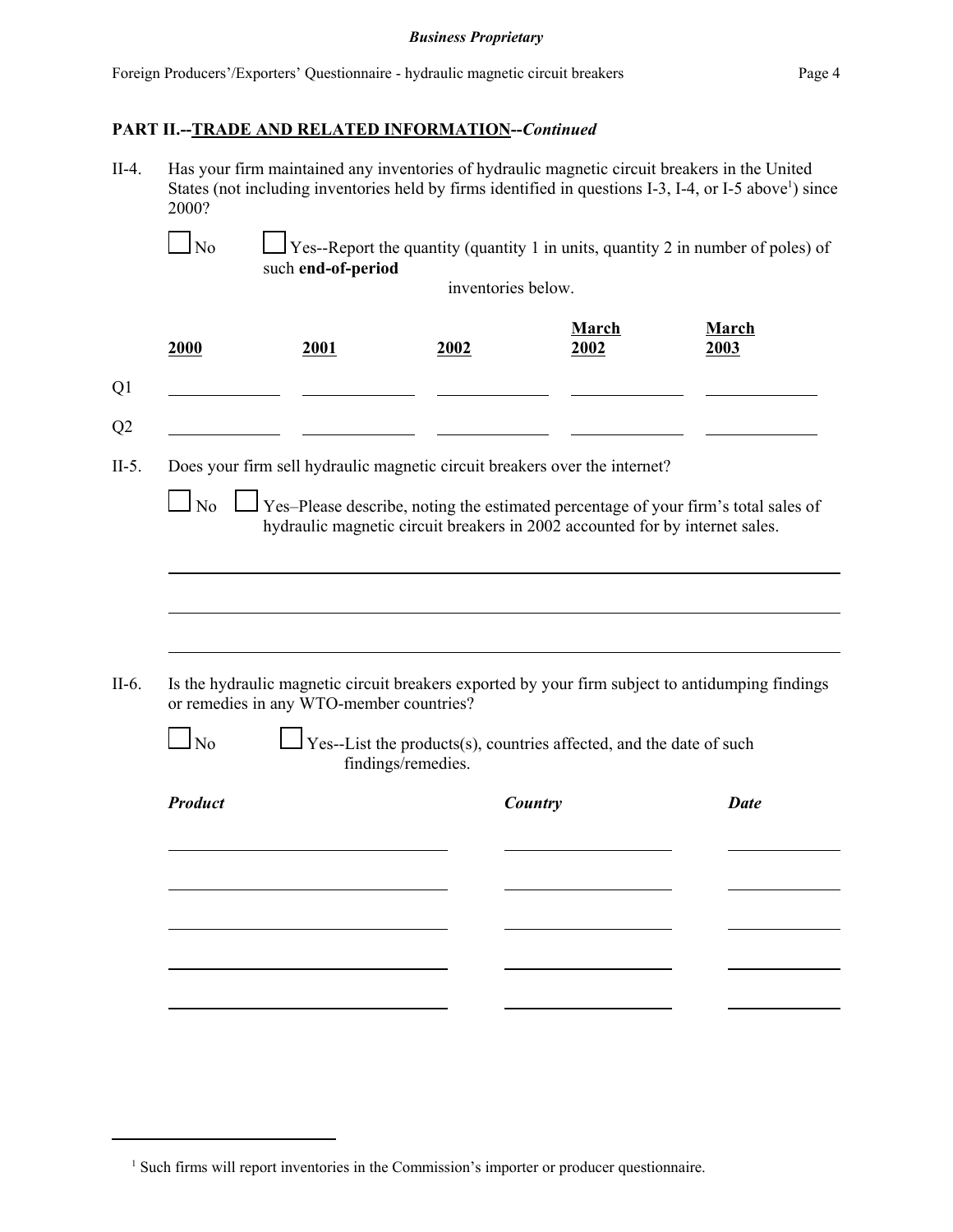## PART II.--TRADE AND RELATED INFORMATION--*Continued*

II-4. Has your firm maintained any inventories of hydraulic magnetic circuit breakers in the United States (not including inventories held by firms identified in questions I-3, I-4, or I-5 above[1]) since 2000?

☐ No ☐ Yes--Report the quantity (quantity 1 in units, quantity 2 in number of poles) of such **end-of-period** inventories below.

| | 2000 | 2001 | 2002 | March 2002 | March 2003 |
|---|---|---|---|---|---|
| Q1 | | | | | |
| Q2 | | | | | |

II-5. Does your firm sell hydraulic magnetic circuit breakers over the internet?

☐ No ☐ Yes–Please describe, noting the estimated percentage of your firm's total sales of hydraulic magnetic circuit breakers in 2002 accounted for by internet sales.

II-6. Is the hydraulic magnetic circuit breakers exported by your firm subject to antidumping findings or remedies in any WTO-member countries?

☐ No ☐ Yes--List the products(s), countries affected, and the date of such findings/remedies.

| *Product* | *Country* | *Date* |
|---|---|---|
| | | |
| | | |
| | | |
| | | |
| | | |

[1] Such firms will report inventories in the Commission's importer or producer questionnaire.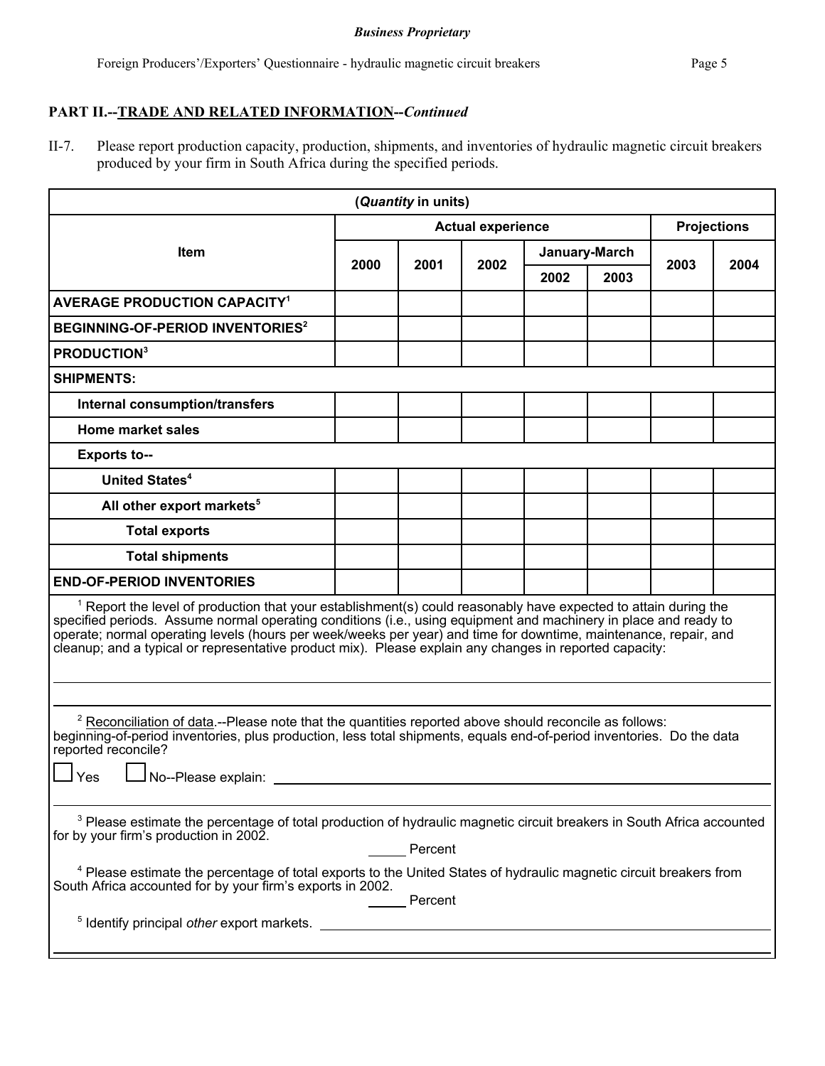## PART II.--TRADE AND RELATED INFORMATION--*Continued*

II-7. Please report production capacity, production, shipments, and inventories of hydraulic magnetic circuit breakers produced by your firm in South Africa during the specified periods.

| (*Quantity* in units) | | | | | | | |
|---|---|---|---|---|---|---|---|
| Item | Actual experience | | | | | Projections | |
| | 2000 | 2001 | 2002 | January-March | | 2003 | 2004 |
| | | | | 2002 | 2003 | | |
| **AVERAGE PRODUCTION CAPACITY**[1] | | | | | | | |
| **BEGINNING-OF-PERIOD INVENTORIES**[2] | | | | | | | |
| **PRODUCTION**[3] | | | | | | | |
| **SHIPMENTS:** | | | | | | | |
| **Internal consumption/transfers** | | | | | | | |
| **Home market sales** | | | | | | | |
| **Exports to--** | | | | | | | |
| **United States**[4] | | | | | | | |
| **All other export markets**[5] | | | | | | | |
| **Total exports** | | | | | | | |
| **Total shipments** | | | | | | | |
| **END-OF-PERIOD INVENTORIES** | | | | | | | |

[1] Report the level of production that your establishment(s) could reasonably have expected to attain during the specified periods. Assume normal operating conditions (i.e., using equipment and machinery in place and ready to operate; normal operating levels (hours per week/weeks per year) and time for downtime, maintenance, repair, and cleanup; and a typical or representative product mix). Please explain any changes in reported capacity:

______________________________________________________________________

______________________________________________________________________

[2] Reconciliation of data.--Please note that the quantities reported above should reconcile as follows: beginning-of-period inventories, plus production, less total shipments, equals end-of-period inventories. Do the data reported reconcile?

☐ Yes ☐ No--Please explain: ______________________________________________

______________________________________________________________________

[3] Please estimate the percentage of total production of hydraulic magnetic circuit breakers in South Africa accounted for by your firm's production in 2002.

_____ Percent

[4] Please estimate the percentage of total exports to the United States of hydraulic magnetic circuit breakers from South Africa accounted for by your firm's exports in 2002.

_____ Percent

[5] Identify principal *other* export markets. ______________________________________________

______________________________________________________________________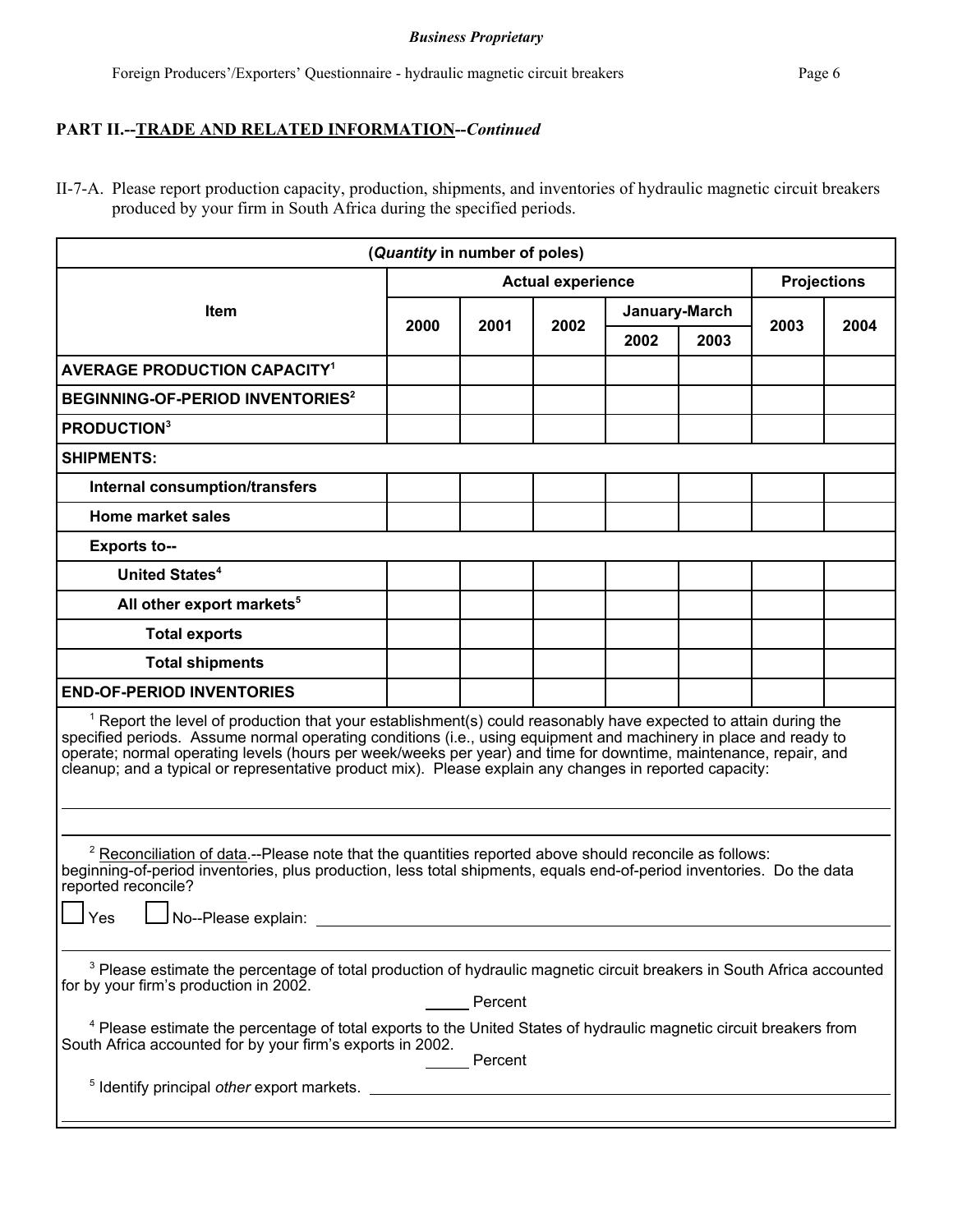**PART II.--TRADE AND RELATED INFORMATION--*Continued***

II-7-A. Please report production capacity, production, shipments, and inventories of hydraulic magnetic circuit breakers produced by your firm in South Africa during the specified periods.

| (*Quantity* in number of poles) | | | | | | | |
|---|---|---|---|---|---|---|---|
| Item | Actual experience | | | | | Projections | |
| | 2000 | 2001 | 2002 | January-March | | 2003 | 2004 |
| | | | | 2002 | 2003 | | |
| **AVERAGE PRODUCTION CAPACITY**[1] | | | | | | | |
| **BEGINNING-OF-PERIOD INVENTORIES**[2] | | | | | | | |
| **PRODUCTION**[3] | | | | | | | |
| **SHIPMENTS:** | | | | | | | |
| **Internal consumption/transfers** | | | | | | | |
| **Home market sales** | | | | | | | |
| **Exports to--** | | | | | | | |
| **United States**[4] | | | | | | | |
| **All other export markets**[5] | | | | | | | |
| **Total exports** | | | | | | | |
| **Total shipments** | | | | | | | |
| **END-OF-PERIOD INVENTORIES** | | | | | | | |

[1] Report the level of production that your establishment(s) could reasonably have expected to attain during the specified periods. Assume normal operating conditions (i.e., using equipment and machinery in place and ready to operate; normal operating levels (hours per week/weeks per year) and time for downtime, maintenance, repair, and cleanup; and a typical or representative product mix). Please explain any changes in reported capacity:

______________________________________________________________________

______________________________________________________________________

[2] Reconciliation of data.--Please note that the quantities reported above should reconcile as follows: beginning-of-period inventories, plus production, less total shipments, equals end-of-period inventories. Do the data reported reconcile?

☐ Yes ☐ No--Please explain: ______________________________________________

______________________________________________________________________

[3] Please estimate the percentage of total production of hydraulic magnetic circuit breakers in South Africa accounted for by your firm's production in 2002.

_____ Percent

[4] Please estimate the percentage of total exports to the United States of hydraulic magnetic circuit breakers from South Africa accounted for by your firm's exports in 2002.

_____ Percent

[5] Identify principal *other* export markets. ______________________________________________

______________________________________________________________________